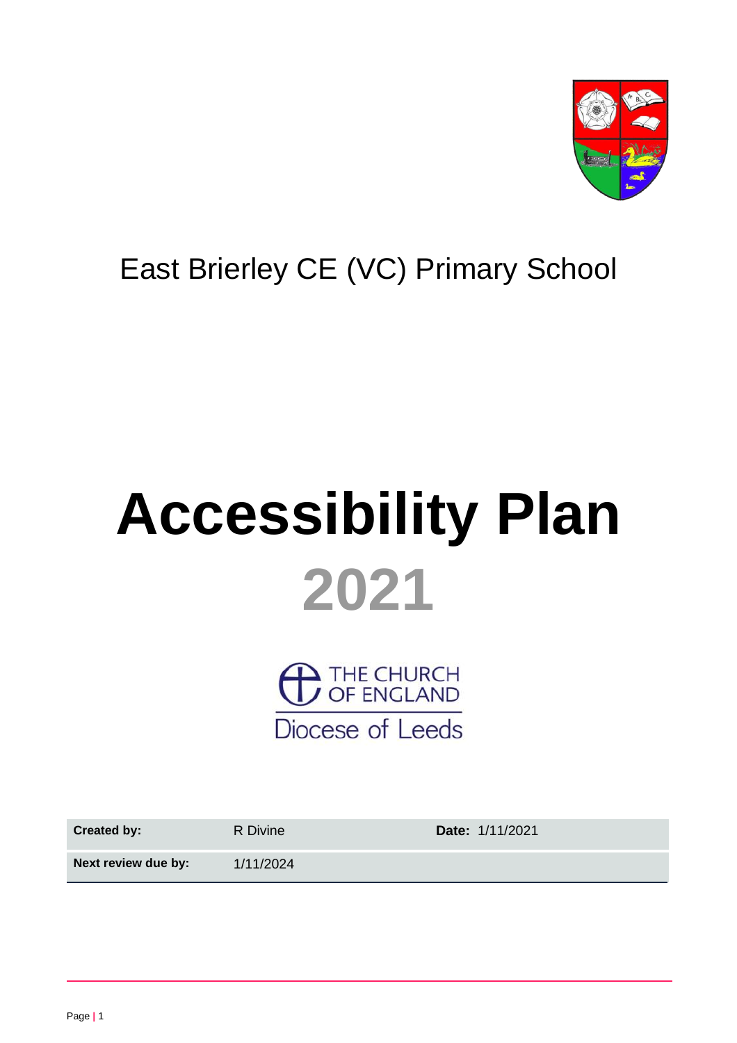East Brierley CE (VC) Primary School

# Accessibility Plan

# 2021

THE CHURCH OF ENGLAND
Diocese of Leeds

| **Created by:** | R Divine | **Date:** 1/11/2021 |
| --- | --- | --- |
| **Next review due by:** | 1/11/2024 | |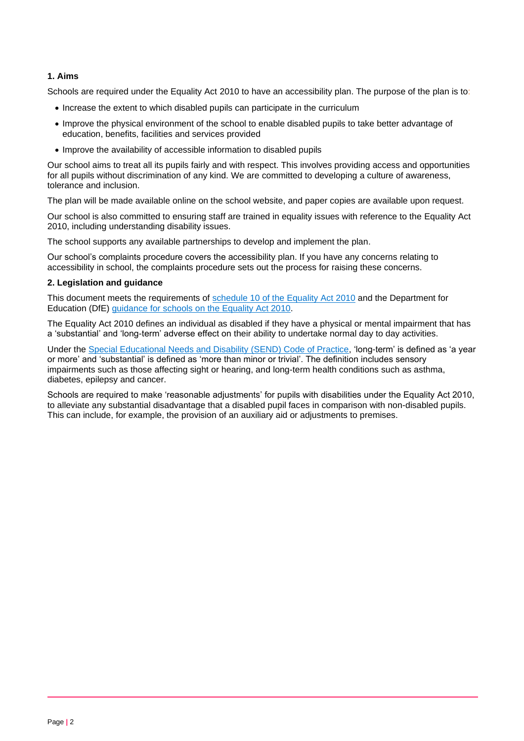## 1. Aims

Schools are required under the Equality Act 2010 to have an accessibility plan. The purpose of the plan is to:

- Increase the extent to which disabled pupils can participate in the curriculum
- Improve the physical environment of the school to enable disabled pupils to take better advantage of education, benefits, facilities and services provided
- Improve the availability of accessible information to disabled pupils

Our school aims to treat all its pupils fairly and with respect. This involves providing access and opportunities for all pupils without discrimination of any kind. We are committed to developing a culture of awareness, tolerance and inclusion.

The plan will be made available online on the school website, and paper copies are available upon request.

Our school is also committed to ensuring staff are trained in equality issues with reference to the Equality Act 2010, including understanding disability issues.

The school supports any available partnerships to develop and implement the plan.

Our school's complaints procedure covers the accessibility plan. If you have any concerns relating to accessibility in school, the complaints procedure sets out the process for raising these concerns.

## 2. Legislation and guidance

This document meets the requirements of schedule 10 of the Equality Act 2010 and the Department for Education (DfE) guidance for schools on the Equality Act 2010.

The Equality Act 2010 defines an individual as disabled if they have a physical or mental impairment that has a 'substantial' and 'long-term' adverse effect on their ability to undertake normal day to day activities.

Under the Special Educational Needs and Disability (SEND) Code of Practice, 'long-term' is defined as 'a year or more' and 'substantial' is defined as 'more than minor or trivial'. The definition includes sensory impairments such as those affecting sight or hearing, and long-term health conditions such as asthma, diabetes, epilepsy and cancer.

Schools are required to make 'reasonable adjustments' for pupils with disabilities under the Equality Act 2010, to alleviate any substantial disadvantage that a disabled pupil faces in comparison with non-disabled pupils. This can include, for example, the provision of an auxiliary aid or adjustments to premises.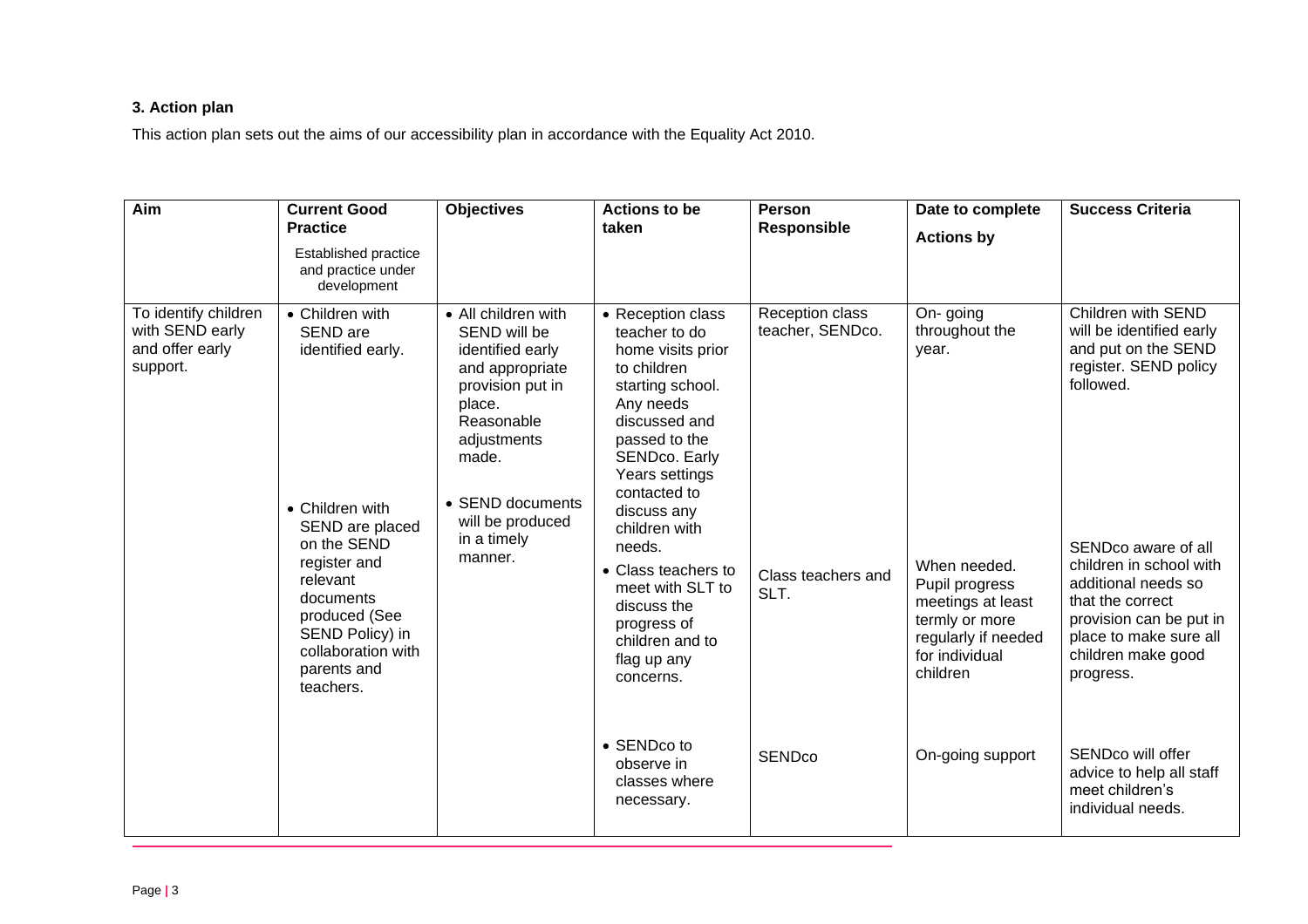### 3. Action plan

This action plan sets out the aims of our accessibility plan in accordance with the Equality Act 2010.

| Aim | Current Good Practice<br>Established practice and practice under development | Objectives | Actions to be taken | Person Responsible | Date to complete Actions by | Success Criteria |
|---|---|---|---|---|---|---|
| To identify children with SEND early and offer early support. | • Children with SEND are identified early.<br><br>• Children with SEND are placed on the SEND register and relevant documents produced (See SEND Policy) in collaboration with parents and teachers. | • All children with SEND will be identified early and appropriate provision put in place. Reasonable adjustments made.<br><br>• SEND documents will be produced in a timely manner. | • Reception class teacher to do home visits prior to children starting school. Any needs discussed and passed to the SENDco. Early Years settings contacted to discuss any children with needs. | Reception class teacher, SENDco. | On- going throughout the year. | Children with SEND will be identified early and put on the SEND register. SEND policy followed. |
| | | | • Class teachers to meet with SLT to discuss the progress of children and to flag up any concerns. | Class teachers and SLT. | When needed. Pupil progress meetings at least termly or more regularly if needed for individual children | SENDco aware of all children in school with additional needs so that the correct provision can be put in place to make sure all children make good progress. |
| | | | • SENDco to observe in classes where necessary. | SENDco | On-going support | SENDco will offer advice to help all staff meet children's individual needs. |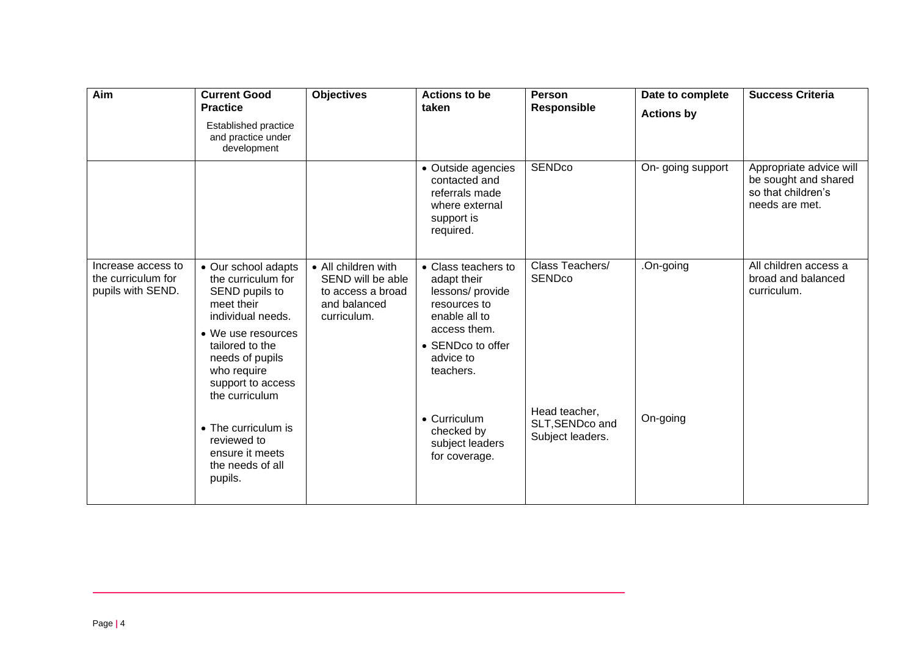| Aim | Current Good Practice<br>Established practice and practice under development | Objectives | Actions to be taken | Person Responsible | Date to complete Actions by | Success Criteria |
|---|---|---|---|---|---|---|
| | | | • Outside agencies contacted and referrals made where external support is required. | SENDco | On- going support | Appropriate advice will be sought and shared so that children's needs are met. |
| Increase access to the curriculum for pupils with SEND. | • Our school adapts the curriculum for SEND pupils to meet their individual needs.<br>• We use resources tailored to the needs of pupils who require support to access the curriculum<br><br>• The curriculum is reviewed to ensure it meets the needs of all pupils. | • All children with SEND will be able to access a broad and balanced curriculum. | • Class teachers to adapt their lessons/ provide resources to enable all to access them.<br>• SENDco to offer advice to teachers.<br><br>• Curriculum checked by subject leaders for coverage. | Class Teachers/ SENDco<br><br>Head teacher, SLT,SENDco and Subject leaders. | .On-going<br><br>On-going | All children access a broad and balanced curriculum. |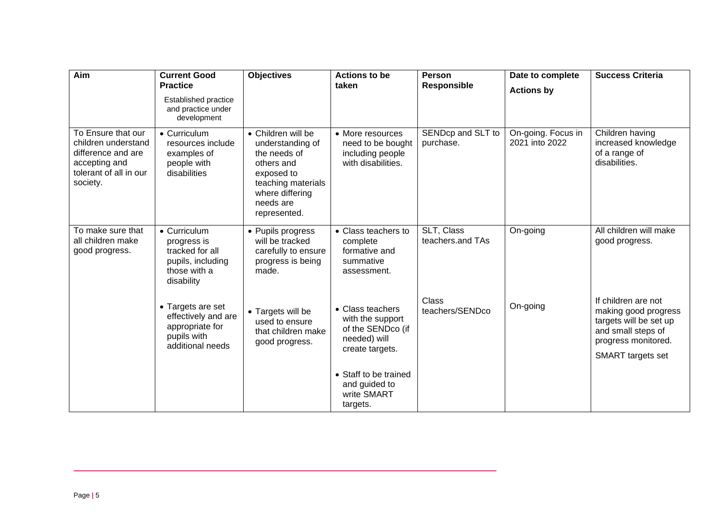| Aim | Current Good Practice<br>Established practice and practice under development | Objectives | Actions to be taken | Person Responsible | Date to complete Actions by | Success Criteria |
|---|---|---|---|---|---|---|
| To Ensure that our children understand difference and are accepting and tolerant of all in our society. | • Curriculum resources include examples of people with disabilities | • Children will be understanding of the needs of others and exposed to teaching materials where differing needs are represented. | • More resources need to be bought including people with disabilities. | SENDcp and SLT to purchase. | On-going. Focus in 2021 into 2022 | Children having increased knowledge of a range of disabilities. |
| To make sure that all children make good progress. | • Curriculum progress is tracked for all pupils, including those with a disability | • Pupils progress will be tracked carefully to ensure progress is being made. | • Class teachers to complete formative and summative assessment. | SLT, Class teachers.and TAs | On-going | All children will make good progress. |
| | • Targets are set effectively and are appropriate for pupils with additional needs | • Targets will be used to ensure that children make good progress. | • Class teachers with the support of the SENDco (if needed) will create targets.<br><br>• Staff to be trained and guided to write SMART targets. | Class teachers/SENDco | On-going | If children are not making good progress targets will be set up and small steps of progress monitored.<br><br>SMART targets set |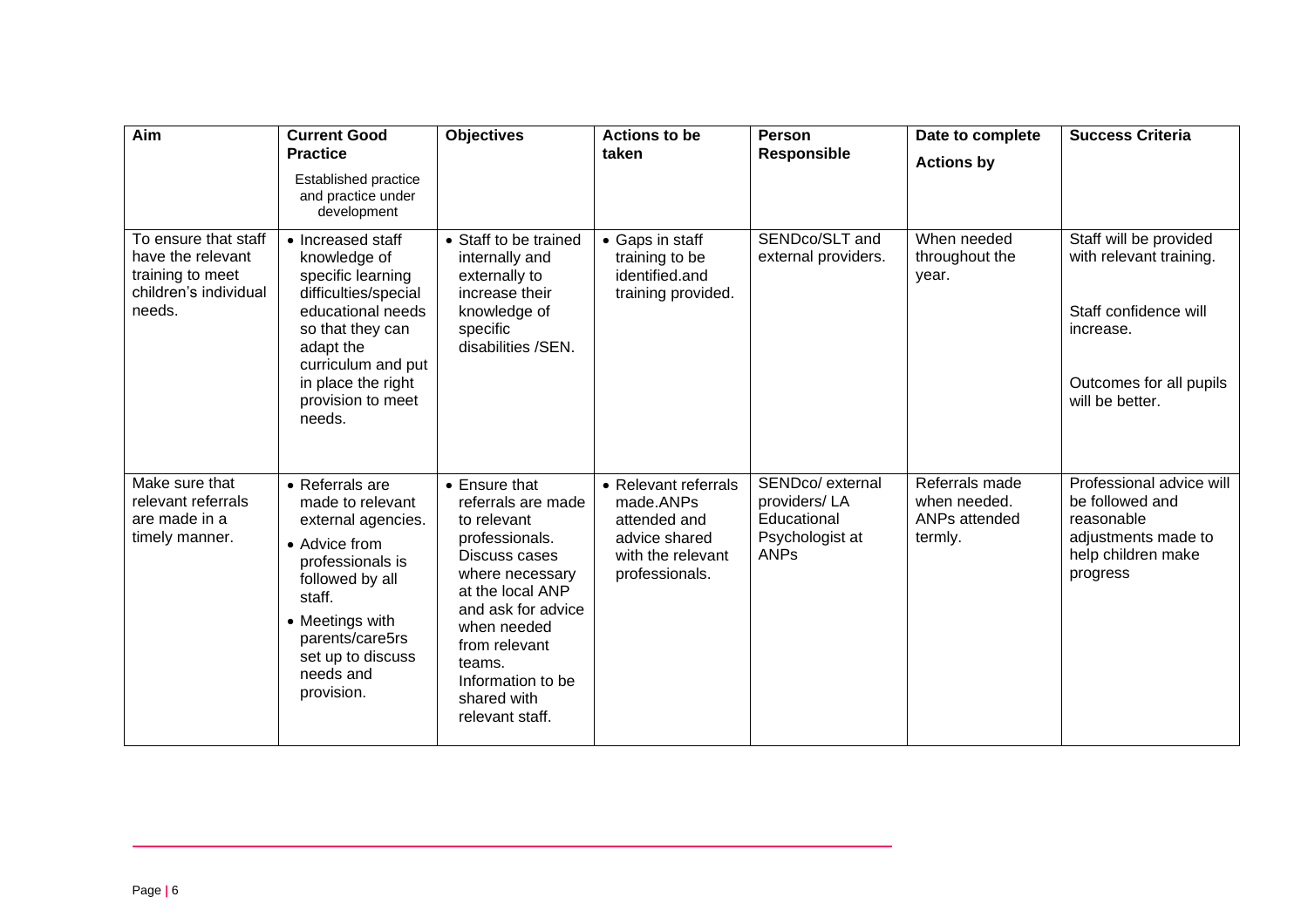| Aim | Current Good Practice<br>Established practice and practice under development | Objectives | Actions to be taken | Person Responsible | Date to complete Actions by | Success Criteria |
|---|---|---|---|---|---|---|
| To ensure that staff have the relevant training to meet children's individual needs. | • Increased staff knowledge of specific learning difficulties/special educational needs so that they can adapt the curriculum and put in place the right provision to meet needs. | • Staff to be trained internally and externally to increase their knowledge of specific disabilities /SEN. | • Gaps in staff training to be identified.and training provided. | SENDco/SLT and external providers. | When needed throughout the year. | Staff will be provided with relevant training.<br><br>Staff confidence will increase.<br><br>Outcomes for all pupils will be better. |
| Make sure that relevant referrals are made in a timely manner. | • Referrals are made to relevant external agencies.<br>• Advice from professionals is followed by all staff.<br>• Meetings with parents/care5rs set up to discuss needs and provision. | • Ensure that referrals are made to relevant professionals. Discuss cases where necessary at the local ANP and ask for advice when needed from relevant teams. Information to be shared with relevant staff. | • Relevant referrals made.ANPs attended and advice shared with the relevant professionals. | SENDco/ external providers/ LA Educational Psychologist at ANPs | Referrals made when needed. ANPs attended termly. | Professional advice will be followed and reasonable adjustments made to help children make progress |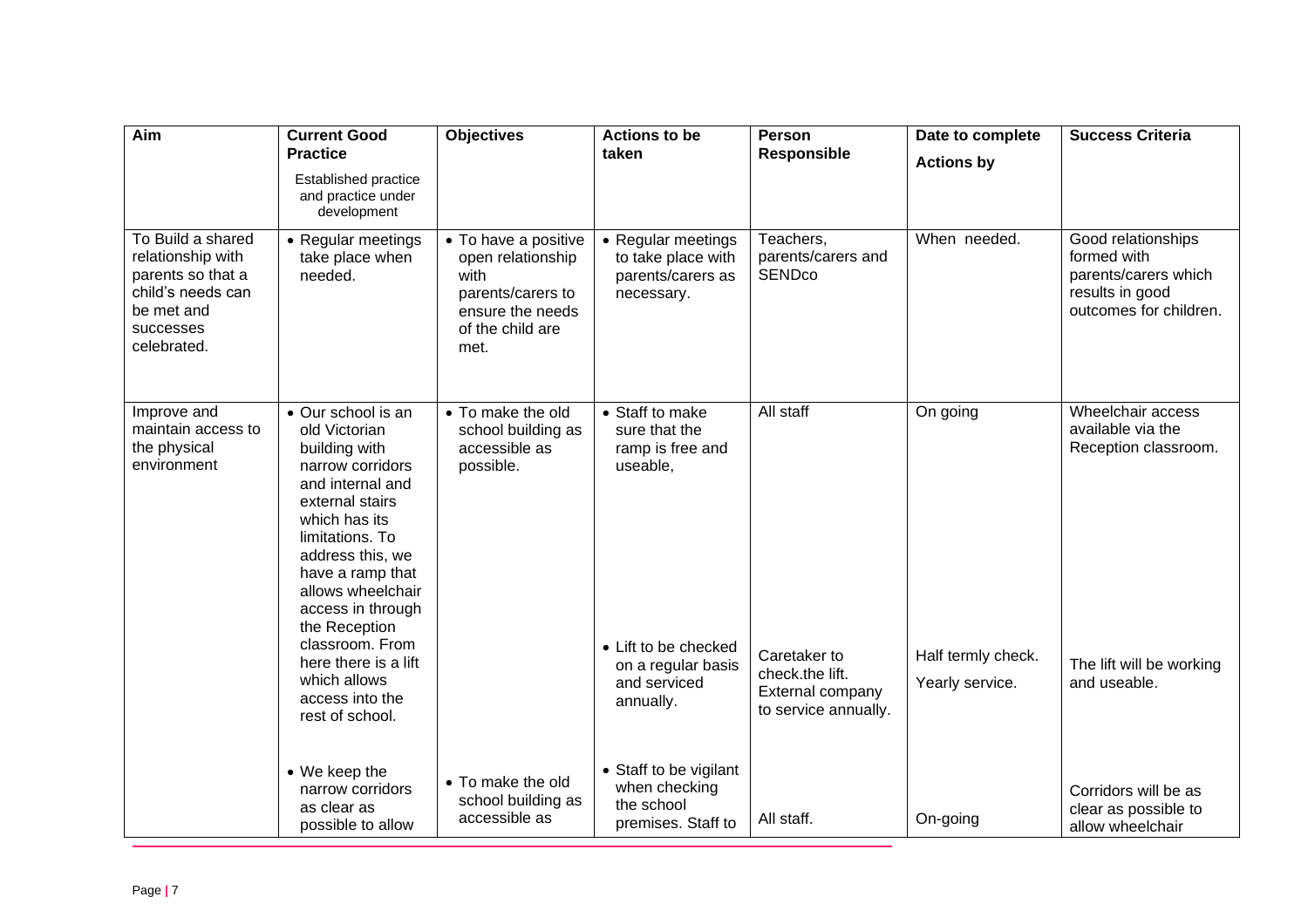| Aim | Current Good Practice<br>Established practice and practice under development | Objectives | Actions to be taken | Person Responsible | Date to complete Actions by | Success Criteria |
|---|---|---|---|---|---|---|
| To Build a shared relationship with parents so that a child's needs can be met and successes celebrated. | • Regular meetings take place when needed. | • To have a positive open relationship with parents/carers to ensure the needs of the child are met. | • Regular meetings to take place with parents/carers as necessary. | Teachers, parents/carers and SENDco | When needed. | Good relationships formed with parents/carers which results in good outcomes for children. |
| Improve and maintain access to the physical environment | • Our school is an old Victorian building with narrow corridors and internal and external stairs which has its limitations. To address this, we have a ramp that allows wheelchair access in through the Reception classroom. From here there is a lift which allows access into the rest of school. | • To make the old school building as accessible as possible. | • Staff to make sure that the ramp is free and useable,<br><br>• Lift to be checked on a regular basis and serviced annually. | All staff<br><br>Caretaker to check.the lift. External company to service annually. | On going<br><br>Half termly check.<br>Yearly service. | Wheelchair access available via the Reception classroom.<br><br>The lift will be working and useable. |
| | • We keep the narrow corridors as clear as possible to allow | • To make the old school building as accessible as | • Staff to be vigilant when checking the school premises. Staff to | All staff. | On-going | Corridors will be as clear as possible to allow wheelchair |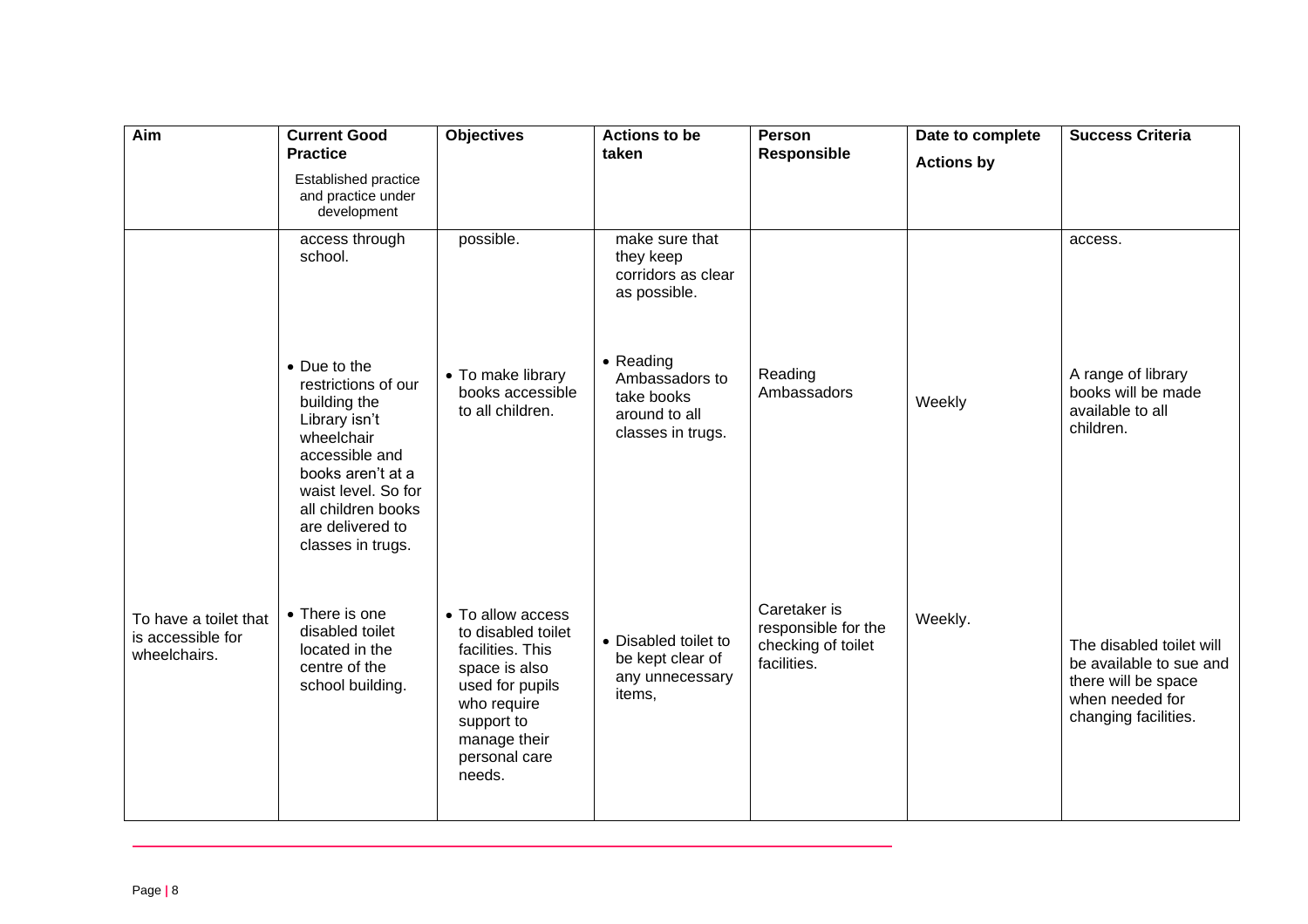| Aim | Current Good Practice<br>Established practice and practice under development | Objectives | Actions to be taken | Person Responsible | Date to complete Actions by | Success Criteria |
|---|---|---|---|---|---|---|
| | access through school. | possible. | make sure that they keep corridors as clear as possible. | | | access. |
| | • Due to the restrictions of our building the Library isn't wheelchair accessible and books aren't at a waist level. So for all children books are delivered to classes in trugs. | • To make library books accessible to all children. | • Reading Ambassadors to take books around to all classes in trugs. | Reading Ambassadors | Weekly | A range of library books will be made available to all children. |
| To have a toilet that is accessible for wheelchairs. | • There is one disabled toilet located in the centre of the school building. | • To allow access to disabled toilet facilities. This space is also used for pupils who require support to manage their personal care needs. | • Disabled toilet to be kept clear of any unnecessary items, | Caretaker is responsible for the checking of toilet facilities. | Weekly. | The disabled toilet will be available to sue and there will be space when needed for changing facilities. |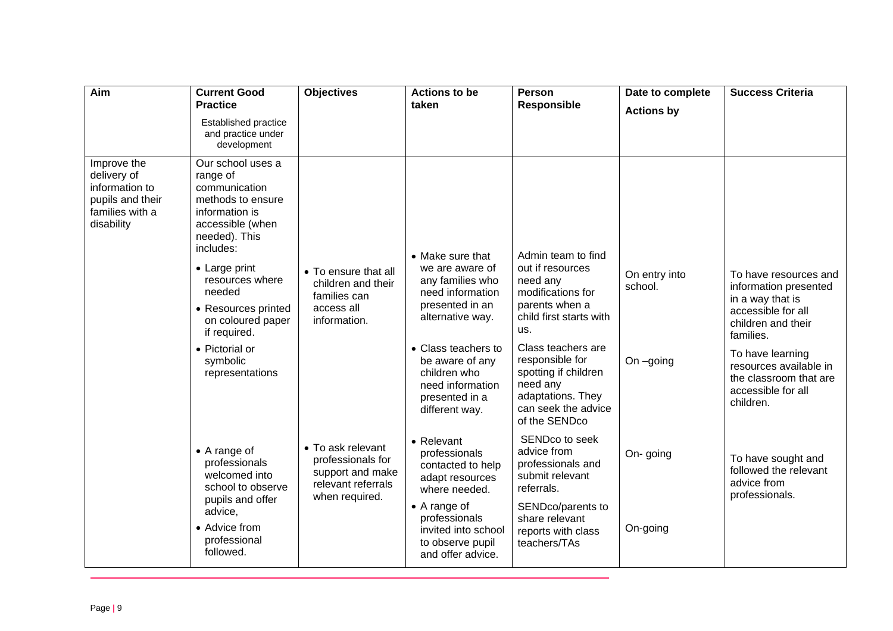| Aim | Current Good Practice<br>Established practice and practice under development | Objectives | Actions to be taken | Person Responsible | Date to complete Actions by | Success Criteria |
|---|---|---|---|---|---|---|
| Improve the delivery of information to pupils and their families with a disability | Our school uses a range of communication methods to ensure information is accessible (when needed). This includes:<br>• Large print resources where needed<br>• Resources printed on coloured paper if required.<br>• Pictorial or symbolic representations | • To ensure that all children and their families can access all information. | • Make sure that we are aware of any families who need information presented in an alternative way.<br>• Class teachers to be aware of any children who need information presented in a different way. | Admin team to find out if resources need any modifications for parents when a child first starts with us.<br>Class teachers are responsible for spotting if children need any adaptations. They can seek the advice of the SENDco | On entry into school.<br>On –going | To have resources and information presented in a way that is accessible for all children and their families.<br>To have learning resources available in the classroom that are accessible for all children. |
| | • A range of professionals welcomed into school to observe pupils and offer advice,<br>• Advice from professional followed. | • To ask relevant professionals for support and make relevant referrals when required. | • Relevant professionals contacted to help adapt resources where needed.<br>• A range of professionals invited into school to observe pupil and offer advice. | SENDco to seek advice from professionals and submit relevant referrals.<br>SENDco/parents to share relevant reports with class teachers/TAs | On- going<br>On-going | To have sought and followed the relevant advice from professionals. |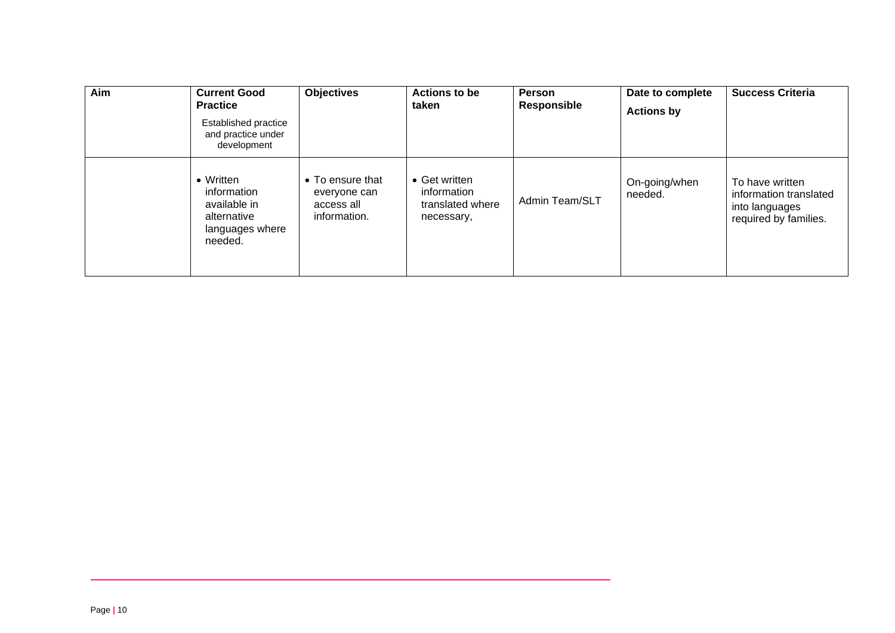| Aim | Current Good Practice<br>Established practice and practice under development | Objectives | Actions to be taken | Person Responsible | Date to complete Actions by | Success Criteria |
|---|---|---|---|---|---|---|
| | • Written information available in alternative languages where needed. | • To ensure that everyone can access all information. | • Get written information translated where necessary, | Admin Team/SLT | On-going/when needed. | To have written information translated into languages required by families. |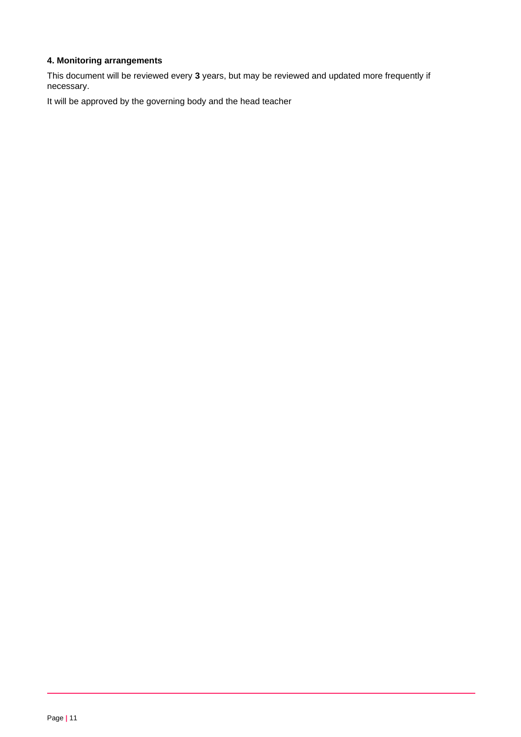### 4. Monitoring arrangements

This document will be reviewed every **3** years, but may be reviewed and updated more frequently if necessary.

It will be approved by the governing body and the head teacher